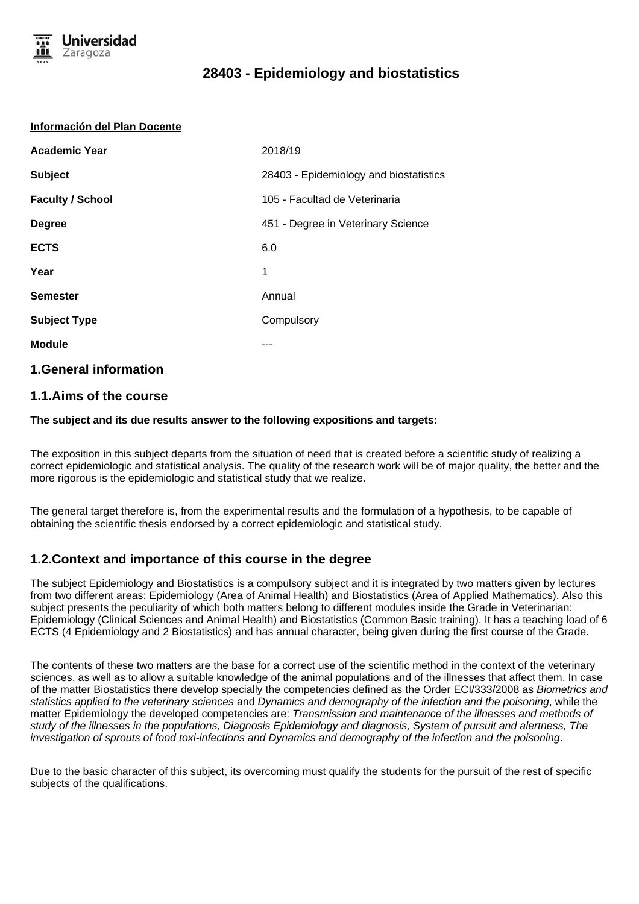# 28403 - Epidemiology and biostatistics

**Información del Plan Docente**

| | |
|---|---|
| **Academic Year** | 2018/19 |
| **Subject** | 28403 - Epidemiology and biostatistics |
| **Faculty / School** | 105 - Facultad de Veterinaria |
| **Degree** | 451 - Degree in Veterinary Science |
| **ECTS** | 6.0 |
| **Year** | 1 |
| **Semester** | Annual |
| **Subject Type** | Compulsory |
| **Module** | --- |

## 1.General information

### 1.1.Aims of the course

**The subject and its due results answer to the following expositions and targets:**

The exposition in this subject departs from the situation of need that is created before a scientific study of realizing a correct epidemiologic and statistical analysis. The quality of the research work will be of major quality, the better and the more rigorous is the epidemiologic and statistical study that we realize.

The general target therefore is, from the experimental results and the formulation of a hypothesis, to be capable of obtaining the scientific thesis endorsed by a correct epidemiologic and statistical study.

### 1.2.Context and importance of this course in the degree

The subject Epidemiology and Biostatistics is a compulsory subject and it is integrated by two matters given by lectures from two different areas: Epidemiology (Area of Animal Health) and Biostatistics (Area of Applied Mathematics). Also this subject presents the peculiarity of which both matters belong to different modules inside the Grade in Veterinarian: Epidemiology (Clinical Sciences and Animal Health) and Biostatistics (Common Basic training). It has a teaching load of 6 ECTS (4 Epidemiology and 2 Biostatistics) and has annual character, being given during the first course of the Grade.

The contents of these two matters are the base for a correct use of the scientific method in the context of the veterinary sciences, as well as to allow a suitable knowledge of the animal populations and of the illnesses that affect them. In case of the matter Biostatistics there develop specially the competencies defined as the Order ECI/333/2008 as *Biometrics and statistics applied to the veterinary sciences* and *Dynamics and demography of the infection and the poisoning*, while the matter Epidemiology the developed competencies are: *Transmission and maintenance of the illnesses and methods of study of the illnesses in the populations, Diagnosis Epidemiology and diagnosis, System of pursuit and alertness, The investigation of sprouts of food toxi-infections and Dynamics and demography of the infection and the poisoning*.

Due to the basic character of this subject, its overcoming must qualify the students for the pursuit of the rest of specific subjects of the qualifications.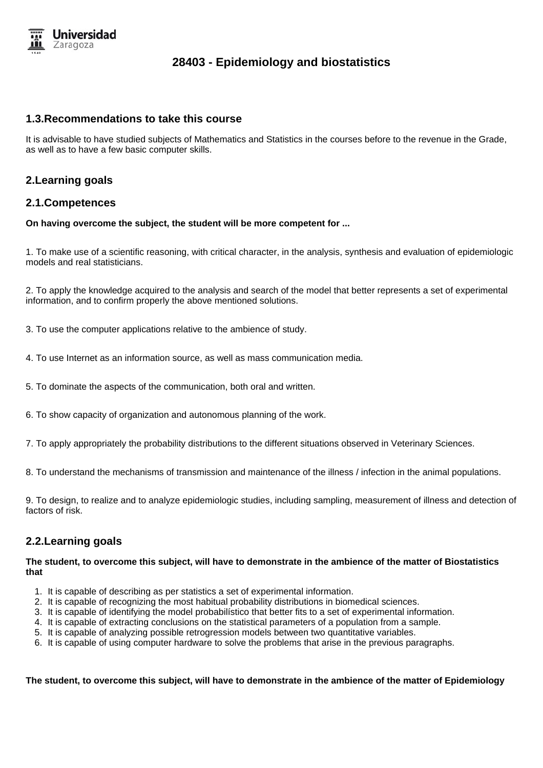## 1.3.Recommendations to take this course

It is advisable to have studied subjects of Mathematics and Statistics in the courses before to the revenue in the Grade, as well as to have a few basic computer skills.

## 2.Learning goals

### 2.1.Competences

**On having overcome the subject, the student will be more competent for ...**

1. To make use of a scientific reasoning, with critical character, in the analysis, synthesis and evaluation of epidemiologic models and real statisticians.

2. To apply the knowledge acquired to the analysis and search of the model that better represents a set of experimental information, and to confirm properly the above mentioned solutions.

3. To use the computer applications relative to the ambience of study.

4. To use Internet as an information source, as well as mass communication media.

5. To dominate the aspects of the communication, both oral and written.

6. To show capacity of organization and autonomous planning of the work.

7. To apply appropriately the probability distributions to the different situations observed in Veterinary Sciences.

8. To understand the mechanisms of transmission and maintenance of the illness / infection in the animal populations.

9. To design, to realize and to analyze epidemiologic studies, including sampling, measurement of illness and detection of factors of risk.

### 2.2.Learning goals

**The student, to overcome this subject, will have to demonstrate in the ambience of the matter of Biostatistics that**

1. It is capable of describing as per statistics a set of experimental information.
2. It is capable of recognizing the most habitual probability distributions in biomedical sciences.
3. It is capable of identifying the model probabilístico that better fits to a set of experimental information.
4. It is capable of extracting conclusions on the statistical parameters of a population from a sample.
5. It is capable of analyzing possible retrogression models between two quantitative variables.
6. It is capable of using computer hardware to solve the problems that arise in the previous paragraphs.

**The student, to overcome this subject, will have to demonstrate in the ambience of the matter of Epidemiology**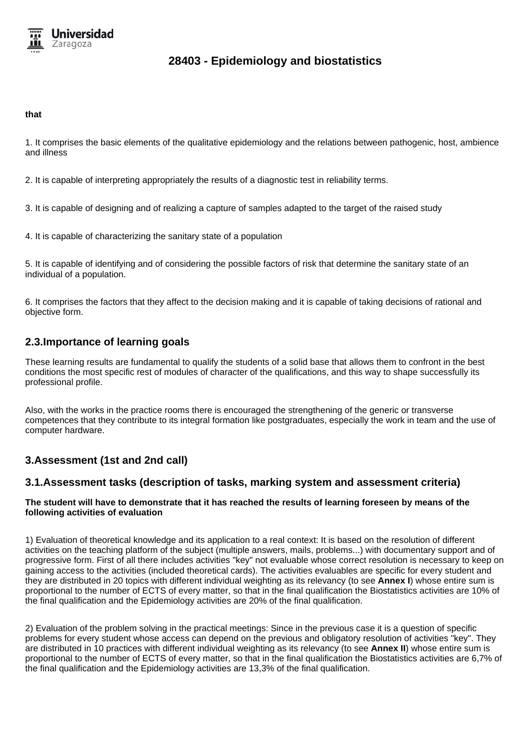**that**

1. It comprises the basic elements of the qualitative epidemiology and the relations between pathogenic, host, ambience and illness

2. It is capable of interpreting appropriately the results of a diagnostic test in reliability terms.

3. It is capable of designing and of realizing a capture of samples adapted to the target of the raised study

4. It is capable of characterizing the sanitary state of a population

5. It is capable of identifying and of considering the possible factors of risk that determine the sanitary state of an individual of a population.

6. It comprises the factors that they affect to the decision making and it is capable of taking decisions of rational and objective form.

## 2.3.Importance of learning goals

These learning results are fundamental to qualify the students of a solid base that allows them to confront in the best conditions the most specific rest of modules of character of the qualifications, and this way to shape successfully its professional profile.

Also, with the works in the practice rooms there is encouraged the strengthening of the generic or transverse competences that they contribute to its integral formation like postgraduates, especially the work in team and the use of computer hardware.

## 3.Assessment (1st and 2nd call)

## 3.1.Assessment tasks (description of tasks, marking system and assessment criteria)

**The student will have to demonstrate that it has reached the results of learning foreseen by means of the following activities of evaluation**

1) Evaluation of theoretical knowledge and its application to a real context: It is based on the resolution of different activities on the teaching platform of the subject (multiple answers, mails, problems...) with documentary support and of progressive form. First of all there includes activities "key" not evaluable whose correct resolution is necessary to keep on gaining access to the activities (included theoretical cards). The activities evaluables are specific for every student and they are distributed in 20 topics with different individual weighting as its relevancy (to see **Annex I**) whose entire sum is proportional to the number of ECTS of every matter, so that in the final qualification the Biostatistics activities are 10% of the final qualification and the Epidemiology activities are 20% of the final qualification.

2) Evaluation of the problem solving in the practical meetings: Since in the previous case it is a question of specific problems for every student whose access can depend on the previous and obligatory resolution of activities "key". They are distributed in 10 practices with different individual weighting as its relevancy (to see **Annex II**) whose entire sum is proportional to the number of ECTS of every matter, so that in the final qualification the Biostatistics activities are 6,7% of the final qualification and the Epidemiology activities are 13,3% of the final qualification.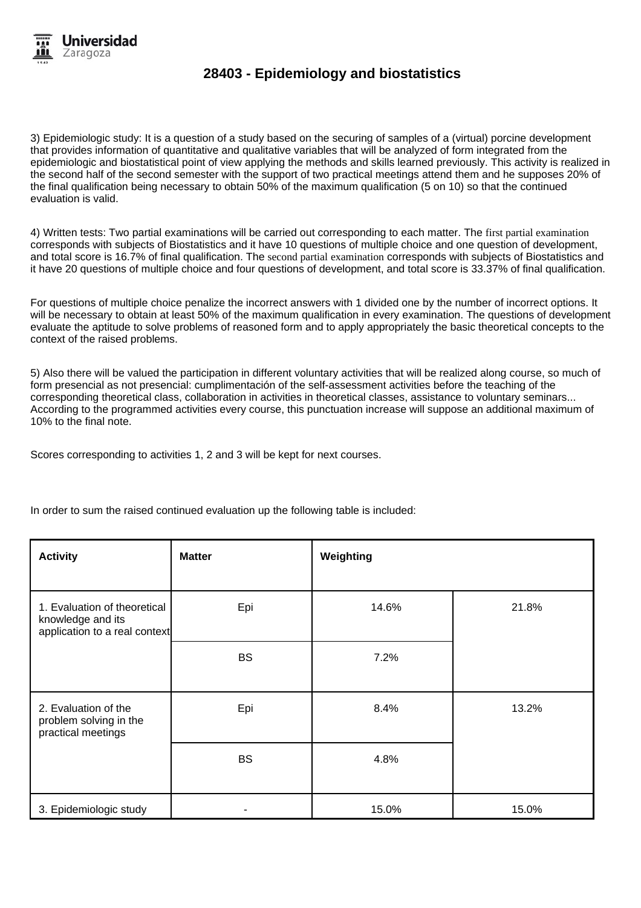## 28403 - Epidemiology and biostatistics

3) Epidemiologic study: It is a question of a study based on the securing of samples of a (virtual) porcine development that provides information of quantitative and qualitative variables that will be analyzed of form integrated from the epidemiologic and biostatistical point of view applying the methods and skills learned previously. This activity is realized in the second half of the second semester with the support of two practical meetings attend them and he supposes 20% of the final qualification being necessary to obtain 50% of the maximum qualification (5 on 10) so that the continued evaluation is valid.

4) Written tests: Two partial examinations will be carried out corresponding to each matter. The first partial examination corresponds with subjects of Biostatistics and it have 10 questions of multiple choice and one question of development, and total score is 16.7% of final qualification. The second partial examination corresponds with subjects of Biostatistics and it have 20 questions of multiple choice and four questions of development, and total score is 33.37% of final qualification.

For questions of multiple choice penalize the incorrect answers with 1 divided one by the number of incorrect options. It will be necessary to obtain at least 50% of the maximum qualification in every examination. The questions of development evaluate the aptitude to solve problems of reasoned form and to apply appropriately the basic theoretical concepts to the context of the raised problems.

5) Also there will be valued the participation in different voluntary activities that will be realized along course, so much of form presencial as not presencial: cumplimentación of the self-assessment activities before the teaching of the corresponding theoretical class, collaboration in activities in theoretical classes, assistance to voluntary seminars... According to the programmed activities every course, this punctuation increase will suppose an additional maximum of 10% to the final note.

Scores corresponding to activities 1, 2 and 3 will be kept for next courses.

In order to sum the raised continued evaluation up the following table is included:

| Activity | Matter | Weighting | |
|---|---|---|---|
| 1. Evaluation of theoretical knowledge and its application to a real context | Epi | 14.6% | 21.8% |
| | BS | 7.2% | |
| 2. Evaluation of the problem solving in the practical meetings | Epi | 8.4% | 13.2% |
| | BS | 4.8% | |
| 3. Epidemiologic study | - | 15.0% | 15.0% |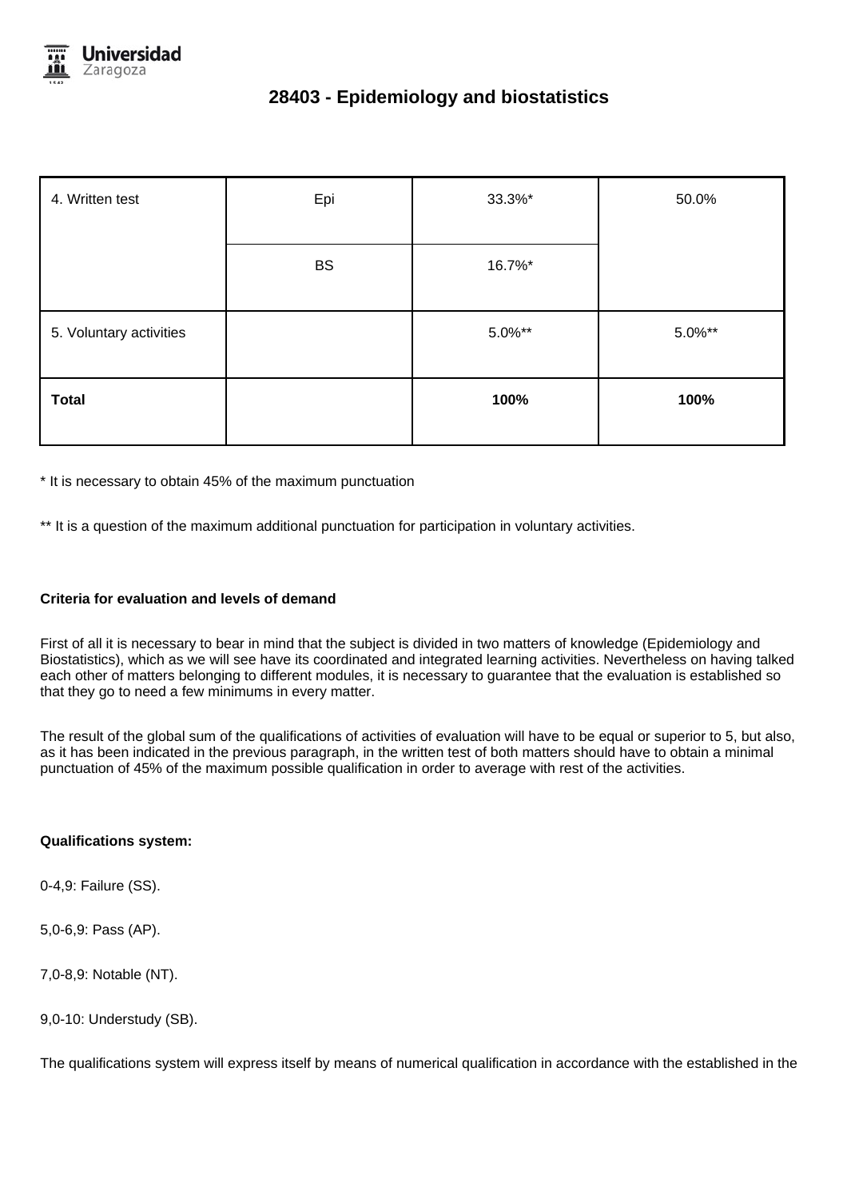| | | | |
|---|---|---|---|
| 4. Written test | Epi | 33.3%* | 50.0% |
| | BS | 16.7%* | |
| 5. Voluntary activities | | 5.0%** | 5.0%** |
| **Total** | | **100%** | **100%** |

* It is necessary to obtain 45% of the maximum punctuation

** It is a question of the maximum additional punctuation for participation in voluntary activities.

**Criteria for evaluation and levels of demand**

First of all it is necessary to bear in mind that the subject is divided in two matters of knowledge (Epidemiology and Biostatistics), which as we will see have its coordinated and integrated learning activities. Nevertheless on having talked each other of matters belonging to different modules, it is necessary to guarantee that the evaluation is established so that they go to need a few minimums in every matter.

The result of the global sum of the qualifications of activities of evaluation will have to be equal or superior to 5, but also, as it has been indicated in the previous paragraph, in the written test of both matters should have to obtain a minimal punctuation of 45% of the maximum possible qualification in order to average with rest of the activities.

**Qualifications system:**

0-4,9: Failure (SS).

5,0-6,9: Pass (AP).

7,0-8,9: Notable (NT).

9,0-10: Understudy (SB).

The qualifications system will express itself by means of numerical qualification in accordance with the established in the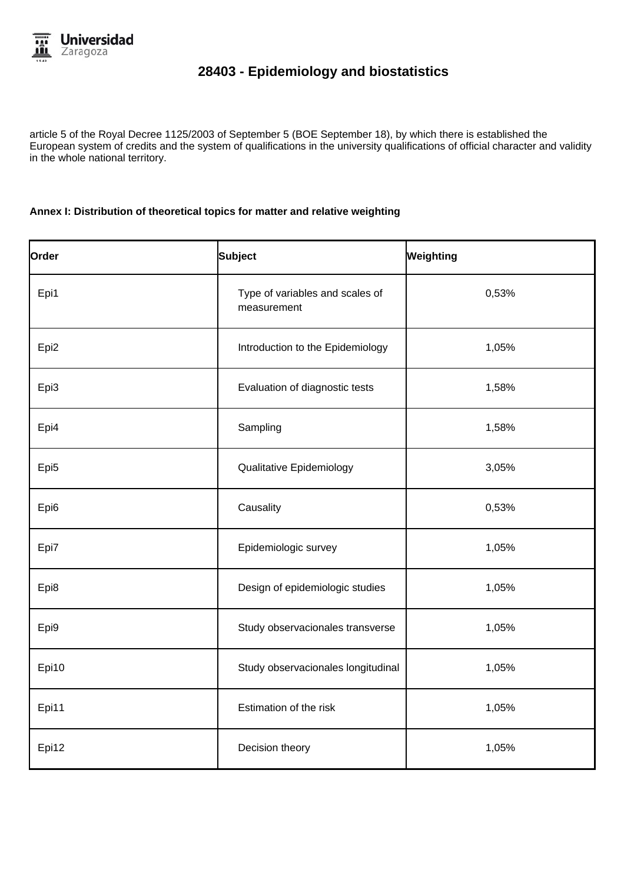article 5 of the Royal Decree 1125/2003 of September 5 (BOE September 18), by which there is established the European system of credits and the system of qualifications in the university qualifications of official character and validity in the whole national territory.

**Annex I: Distribution of theoretical topics for matter and relative weighting**

| Order | Subject | Weighting |
| --- | --- | --- |
| Epi1 | Type of variables and scales of measurement | 0,53% |
| Epi2 | Introduction to the Epidemiology | 1,05% |
| Epi3 | Evaluation of diagnostic tests | 1,58% |
| Epi4 | Sampling | 1,58% |
| Epi5 | Qualitative Epidemiology | 3,05% |
| Epi6 | Causality | 0,53% |
| Epi7 | Epidemiologic survey | 1,05% |
| Epi8 | Design of epidemiologic studies | 1,05% |
| Epi9 | Study observacionales transverse | 1,05% |
| Epi10 | Study observacionales longitudinal | 1,05% |
| Epi11 | Estimation of the risk | 1,05% |
| Epi12 | Decision theory | 1,05% |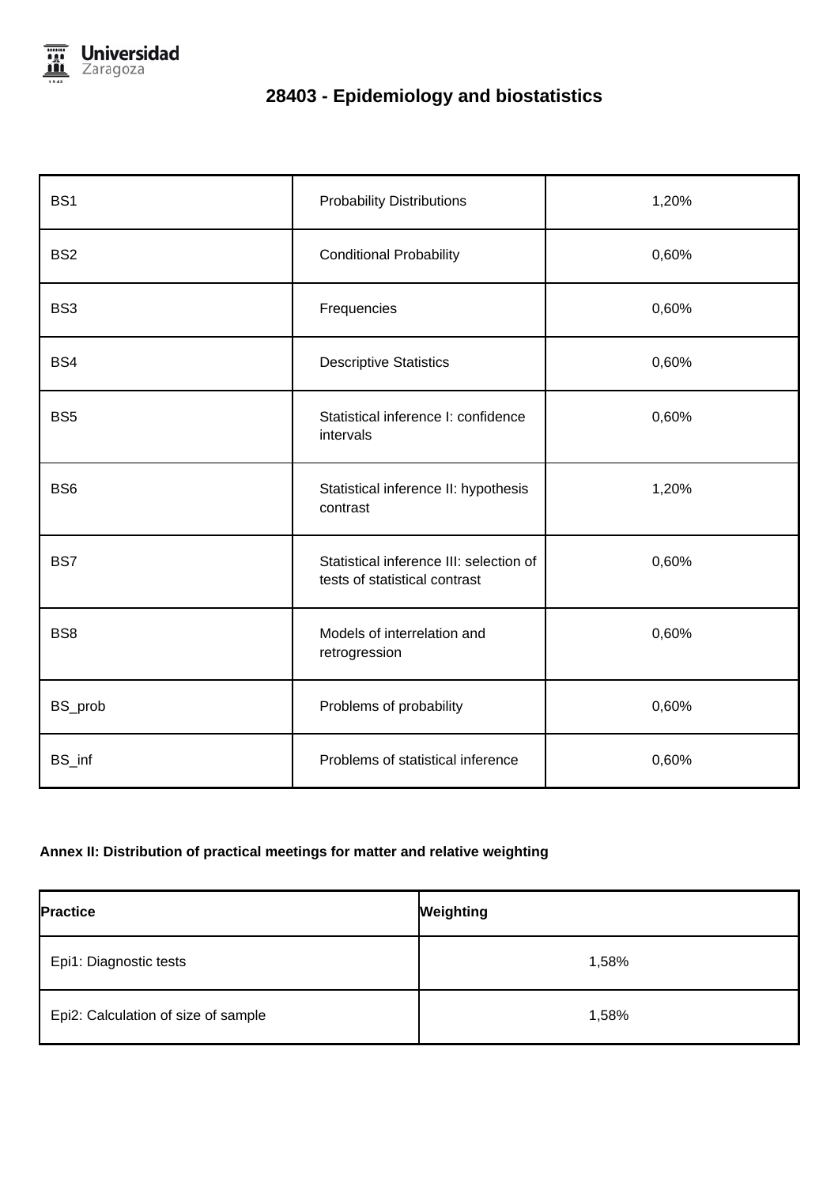| | | |
|---|---|---|
| BS1 | Probability Distributions | 1,20% |
| BS2 | Conditional Probability | 0,60% |
| BS3 | Frequencies | 0,60% |
| BS4 | Descriptive Statistics | 0,60% |
| BS5 | Statistical inference I: confidence intervals | 0,60% |
| BS6 | Statistical inference II: hypothesis contrast | 1,20% |
| BS7 | Statistical inference III: selection of tests of statistical contrast | 0,60% |
| BS8 | Models of interrelation and retrogression | 0,60% |
| BS_prob | Problems of probability | 0,60% |
| BS_inf | Problems of statistical inference | 0,60% |

**Annex II: Distribution of practical meetings for matter and relative weighting**

| **Practice** | **Weighting** |
|---|---|
| Epi1: Diagnostic tests | 1,58% |
| Epi2: Calculation of size of sample | 1,58% |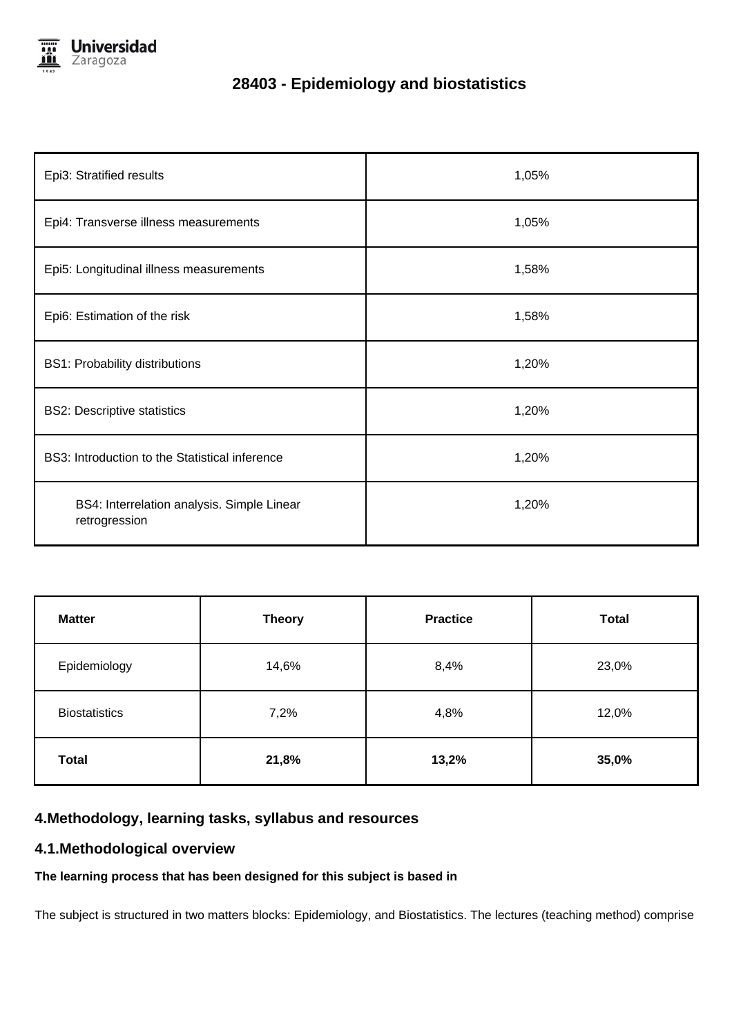| Epi3: Stratified results | 1,05% |
|---|---|
| Epi4: Transverse illness measurements | 1,05% |
| Epi5: Longitudinal illness measurements | 1,58% |
| Epi6: Estimation of the risk | 1,58% |
| BS1: Probability distributions | 1,20% |
| BS2: Descriptive statistics | 1,20% |
| BS3: Introduction to the Statistical inference | 1,20% |
| BS4: Interrelation analysis. Simple Linear retrogression | 1,20% |

| Matter | Theory | Practice | Total |
|---|---|---|---|
| Epidemiology | 14,6% | 8,4% | 23,0% |
| Biostatistics | 7,2% | 4,8% | 12,0% |
| **Total** | **21,8%** | **13,2%** | **35,0%** |

## 4.Methodology, learning tasks, syllabus and resources

### 4.1.Methodological overview

**The learning process that has been designed for this subject is based in**

The subject is structured in two matters blocks: Epidemiology, and Biostatistics. The lectures (teaching method) comprise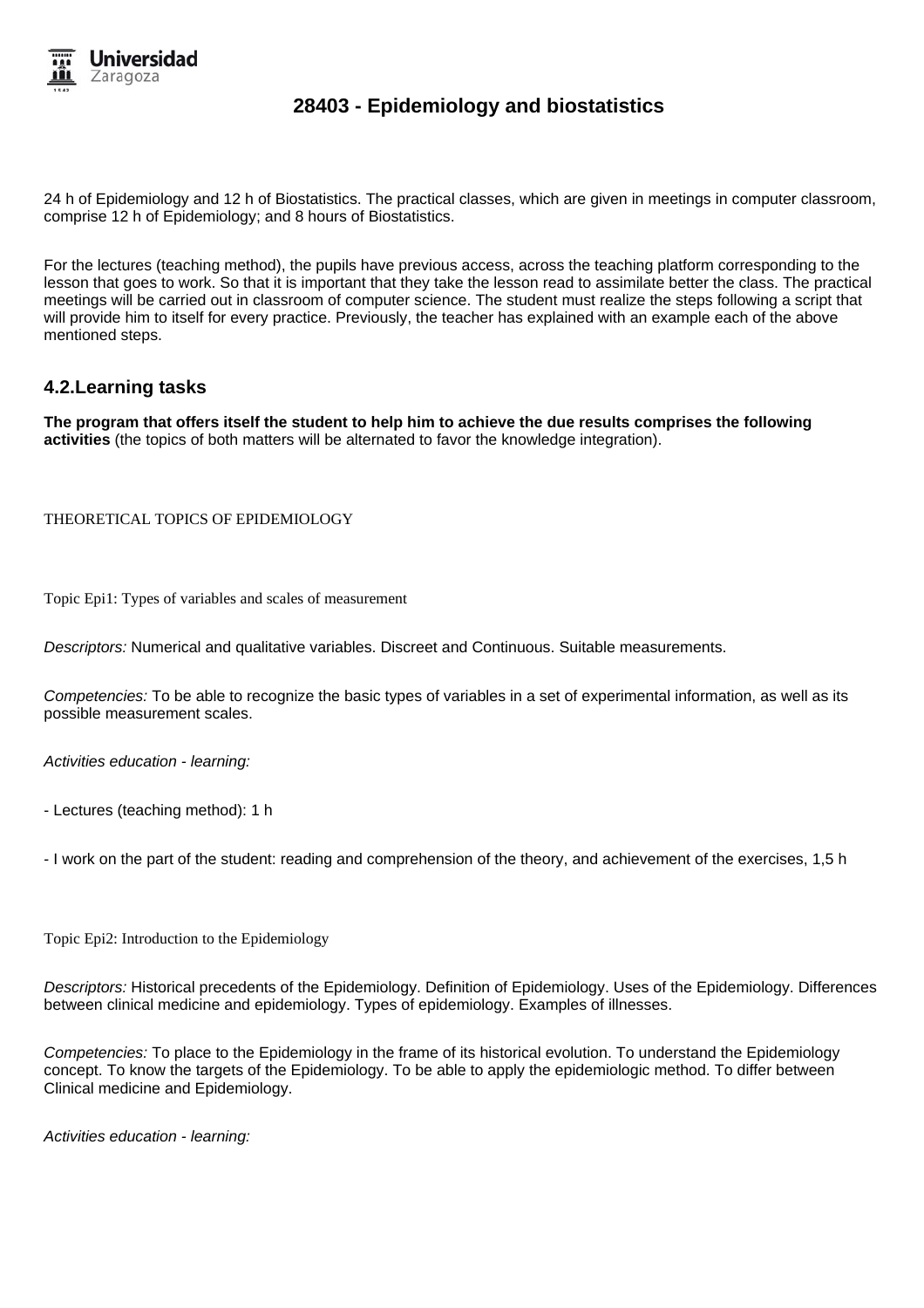24 h of Epidemiology and 12 h of Biostatistics. The practical classes, which are given in meetings in computer classroom, comprise 12 h of Epidemiology; and 8 hours of Biostatistics.

For the lectures (teaching method), the pupils have previous access, across the teaching platform corresponding to the lesson that goes to work. So that it is important that they take the lesson read to assimilate better the class. The practical meetings will be carried out in classroom of computer science. The student must realize the steps following a script that will provide him to itself for every practice. Previously, the teacher has explained with an example each of the above mentioned steps.

## 4.2.Learning tasks

**The program that offers itself the student to help him to achieve the due results comprises the following activities** (the topics of both matters will be alternated to favor the knowledge integration).

THEORETICAL TOPICS OF EPIDEMIOLOGY

Topic Epi1: Types of variables and scales of measurement

*Descriptors:* Numerical and qualitative variables. Discreet and Continuous. Suitable measurements.

*Competencies:* To be able to recognize the basic types of variables in a set of experimental information, as well as its possible measurement scales.

*Activities education - learning:*

- Lectures (teaching method): 1 h

- I work on the part of the student: reading and comprehension of the theory, and achievement of the exercises, 1,5 h

Topic Epi2: Introduction to the Epidemiology

*Descriptors:* Historical precedents of the Epidemiology. Definition of Epidemiology. Uses of the Epidemiology. Differences between clinical medicine and epidemiology. Types of epidemiology. Examples of illnesses.

*Competencies:* To place to the Epidemiology in the frame of its historical evolution. To understand the Epidemiology concept. To know the targets of the Epidemiology. To be able to apply the epidemiologic method. To differ between Clinical medicine and Epidemiology.

*Activities education - learning:*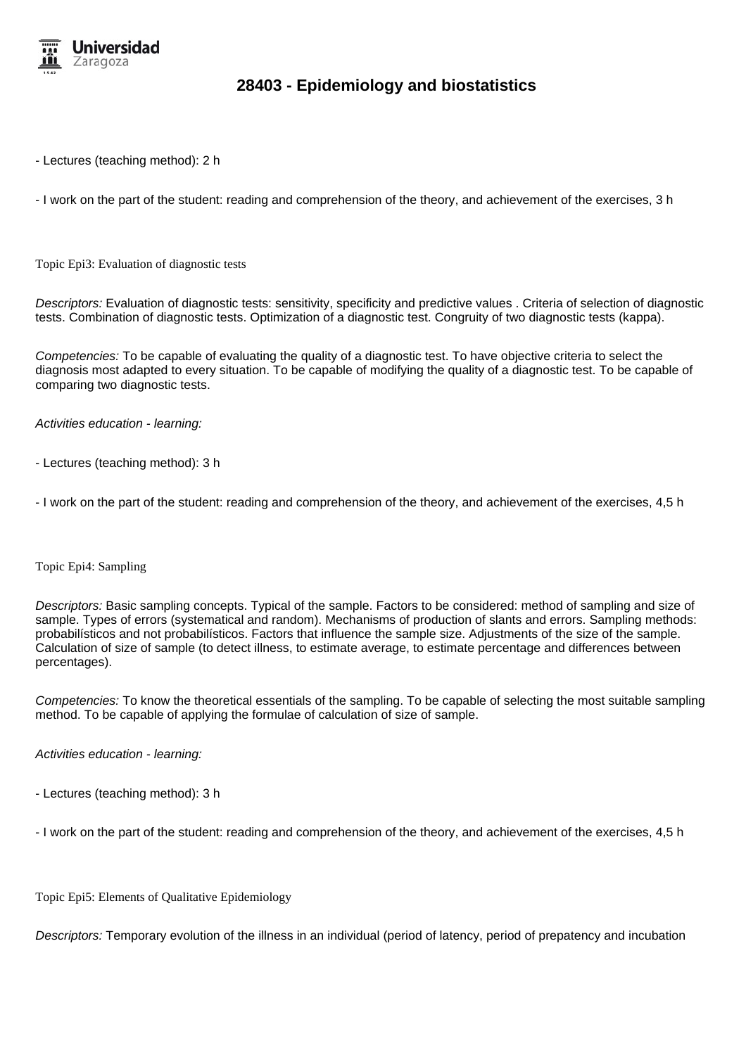- Lectures (teaching method): 2 h

- I work on the part of the student: reading and comprehension of the theory, and achievement of the exercises, 3 h

Topic Epi3: Evaluation of diagnostic tests

*Descriptors:* Evaluation of diagnostic tests: sensitivity, specificity and predictive values . Criteria of selection of diagnostic tests. Combination of diagnostic tests. Optimization of a diagnostic test. Congruity of two diagnostic tests (kappa).

*Competencies:* To be capable of evaluating the quality of a diagnostic test. To have objective criteria to select the diagnosis most adapted to every situation. To be capable of modifying the quality of a diagnostic test. To be capable of comparing two diagnostic tests.

*Activities education - learning:*

- Lectures (teaching method): 3 h

- I work on the part of the student: reading and comprehension of the theory, and achievement of the exercises, 4,5 h

Topic Epi4: Sampling

*Descriptors:* Basic sampling concepts. Typical of the sample. Factors to be considered: method of sampling and size of sample. Types of errors (systematical and random). Mechanisms of production of slants and errors. Sampling methods: probabilísticos and not probabilísticos. Factors that influence the sample size. Adjustments of the size of the sample. Calculation of size of sample (to detect illness, to estimate average, to estimate percentage and differences between percentages).

*Competencies:* To know the theoretical essentials of the sampling. To be capable of selecting the most suitable sampling method. To be capable of applying the formulae of calculation of size of sample.

*Activities education - learning:*

- Lectures (teaching method): 3 h

- I work on the part of the student: reading and comprehension of the theory, and achievement of the exercises, 4,5 h

Topic Epi5: Elements of Qualitative Epidemiology

*Descriptors:* Temporary evolution of the illness in an individual (period of latency, period of prepatency and incubation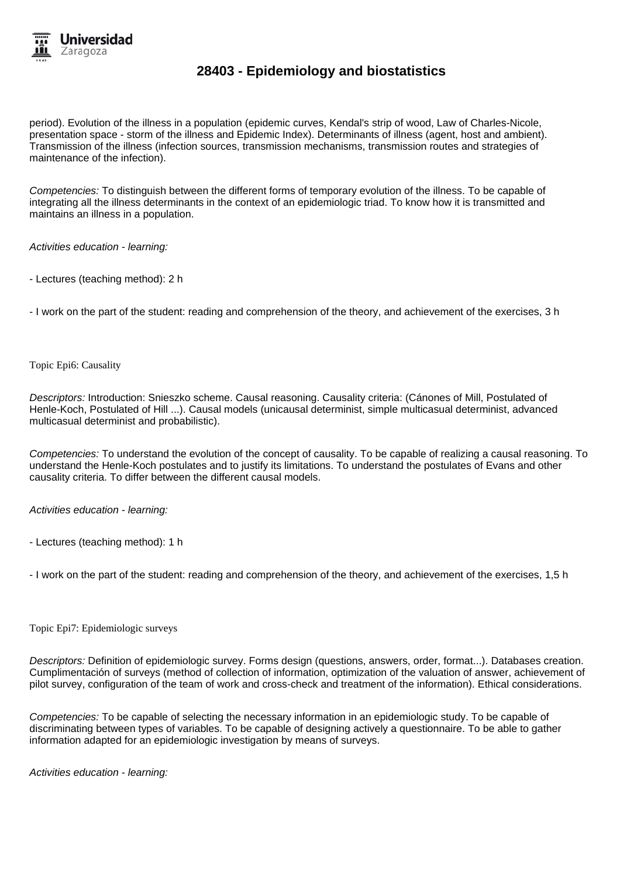period). Evolution of the illness in a population (epidemic curves, Kendal's strip of wood, Law of Charles-Nicole, presentation space - storm of the illness and Epidemic Index). Determinants of illness (agent, host and ambient). Transmission of the illness (infection sources, transmission mechanisms, transmission routes and strategies of maintenance of the infection).

*Competencies:* To distinguish between the different forms of temporary evolution of the illness. To be capable of integrating all the illness determinants in the context of an epidemiologic triad. To know how it is transmitted and maintains an illness in a population.

*Activities education - learning:*

- Lectures (teaching method): 2 h

- I work on the part of the student: reading and comprehension of the theory, and achievement of the exercises, 3 h

Topic Epi6: Causality

*Descriptors:* Introduction: Snieszko scheme. Causal reasoning. Causality criteria: (Cánones of Mill, Postulated of Henle-Koch, Postulated of Hill ...). Causal models (unicausal determinist, simple multicasual determinist, advanced multicasual determinist and probabilistic).

*Competencies:* To understand the evolution of the concept of causality. To be capable of realizing a causal reasoning. To understand the Henle-Koch postulates and to justify its limitations. To understand the postulates of Evans and other causality criteria. To differ between the different causal models.

*Activities education - learning:*

- Lectures (teaching method): 1 h

- I work on the part of the student: reading and comprehension of the theory, and achievement of the exercises, 1,5 h

Topic Epi7: Epidemiologic surveys

*Descriptors:* Definition of epidemiologic survey. Forms design (questions, answers, order, format...). Databases creation. Cumplimentación of surveys (method of collection of information, optimization of the valuation of answer, achievement of pilot survey, configuration of the team of work and cross-check and treatment of the information). Ethical considerations.

*Competencies:* To be capable of selecting the necessary information in an epidemiologic study. To be capable of discriminating between types of variables. To be capable of designing actively a questionnaire. To be able to gather information adapted for an epidemiologic investigation by means of surveys.

*Activities education - learning:*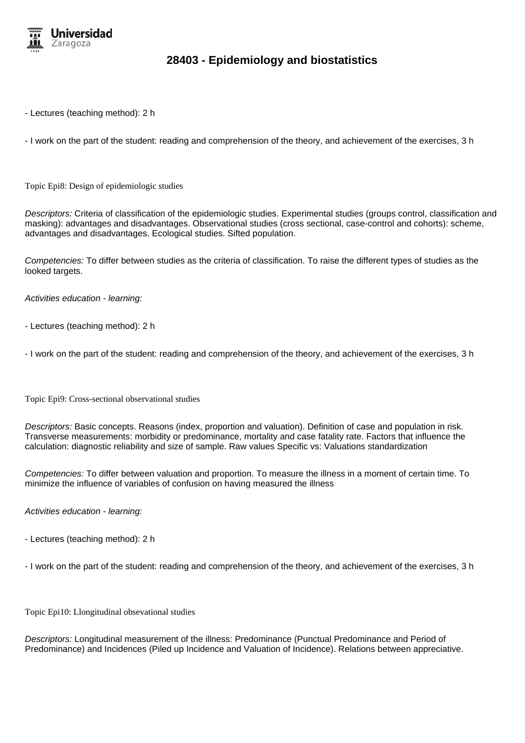- Lectures (teaching method): 2 h

- I work on the part of the student: reading and comprehension of the theory, and achievement of the exercises, 3 h

Topic Epi8: Design of epidemiologic studies

*Descriptors:* Criteria of classification of the epidemiologic studies. Experimental studies (groups control, classification and masking): advantages and disadvantages. Observational studies (cross sectional, case-control and cohorts): scheme, advantages and disadvantages. Ecological studies. Sifted population.

*Competencies:* To differ between studies as the criteria of classification. To raise the different types of studies as the looked targets.

*Activities education - learning:*

- Lectures (teaching method): 2 h

- I work on the part of the student: reading and comprehension of the theory, and achievement of the exercises, 3 h

Topic Epi9: Cross-sectional observational studies

*Descriptors:* Basic concepts. Reasons (index, proportion and valuation). Definition of case and population in risk. Transverse measurements: morbidity or predominance, mortality and case fatality rate. Factors that influence the calculation: diagnostic reliability and size of sample. Raw values Specific vs: Valuations standardization

*Competencies:* To differ between valuation and proportion. To measure the illness in a moment of certain time. To minimize the influence of variables of confusion on having measured the illness

*Activities education - learning:*

- Lectures (teaching method): 2 h

- I work on the part of the student: reading and comprehension of the theory, and achievement of the exercises, 3 h

Topic Epi10: Llongitudinal obsevational studies

*Descriptors:* Longitudinal measurement of the illness: Predominance (Punctual Predominance and Period of Predominance) and Incidences (Piled up Incidence and Valuation of Incidence). Relations between appreciative.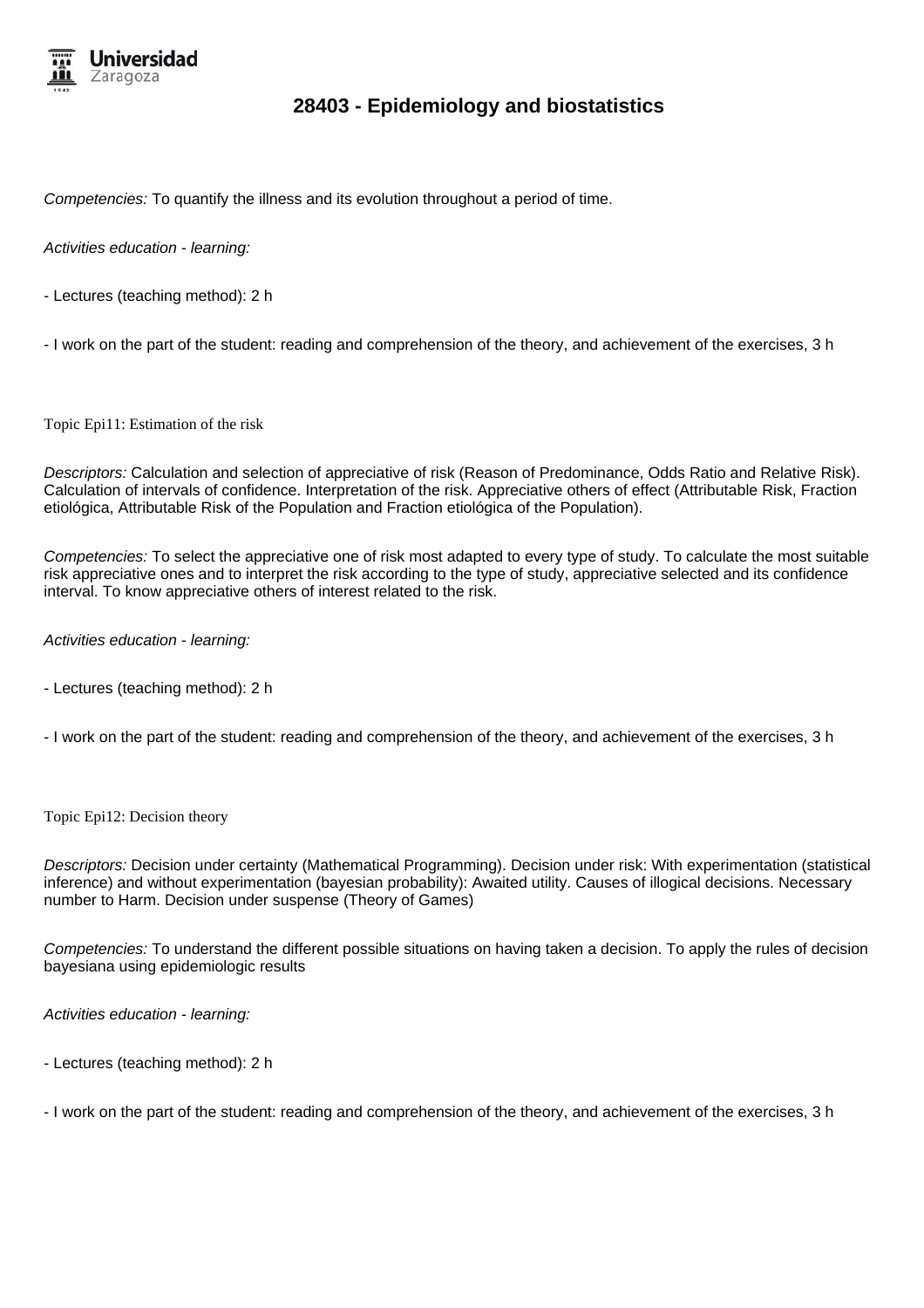*Competencies:* To quantify the illness and its evolution throughout a period of time.

*Activities education - learning:*

- Lectures (teaching method): 2 h

- I work on the part of the student: reading and comprehension of the theory, and achievement of the exercises, 3 h

Topic Epi11: Estimation of the risk

*Descriptors:* Calculation and selection of appreciative of risk (Reason of Predominance, Odds Ratio and Relative Risk). Calculation of intervals of confidence. Interpretation of the risk. Appreciative others of effect (Attributable Risk, Fraction etiológica, Attributable Risk of the Population and Fraction etiológica of the Population).

*Competencies:* To select the appreciative one of risk most adapted to every type of study. To calculate the most suitable risk appreciative ones and to interpret the risk according to the type of study, appreciative selected and its confidence interval. To know appreciative others of interest related to the risk.

*Activities education - learning:*

- Lectures (teaching method): 2 h

- I work on the part of the student: reading and comprehension of the theory, and achievement of the exercises, 3 h

Topic Epi12: Decision theory

*Descriptors:* Decision under certainty (Mathematical Programming). Decision under risk: With experimentation (statistical inference) and without experimentation (bayesian probability): Awaited utility. Causes of illogical decisions. Necessary number to Harm. Decision under suspense (Theory of Games)

*Competencies:* To understand the different possible situations on having taken a decision. To apply the rules of decision bayesiana using epidemiologic results

*Activities education - learning:*

- Lectures (teaching method): 2 h

- I work on the part of the student: reading and comprehension of the theory, and achievement of the exercises, 3 h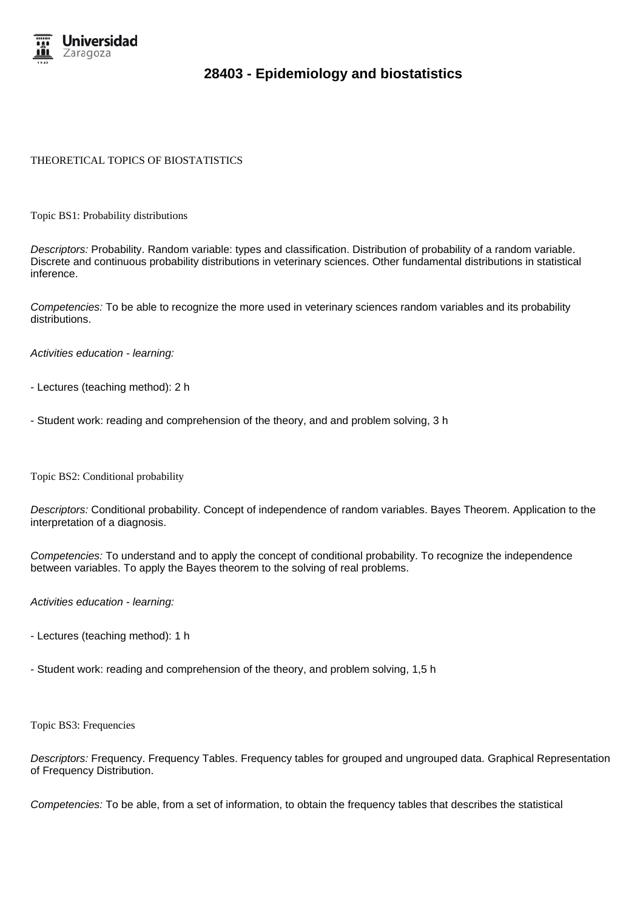# 28403 - Epidemiology and biostatistics

THEORETICAL TOPICS OF BIOSTATISTICS

Topic BS1: Probability distributions

*Descriptors:* Probability. Random variable: types and classification. Distribution of probability of a random variable. Discrete and continuous probability distributions in veterinary sciences. Other fundamental distributions in statistical inference.

*Competencies:* To be able to recognize the more used in veterinary sciences random variables and its probability distributions.

*Activities education - learning:*

- Lectures (teaching method): 2 h

- Student work: reading and comprehension of the theory, and and problem solving, 3 h

Topic BS2: Conditional probability

*Descriptors:* Conditional probability. Concept of independence of random variables. Bayes Theorem. Application to the interpretation of a diagnosis.

*Competencies:* To understand and to apply the concept of conditional probability. To recognize the independence between variables. To apply the Bayes theorem to the solving of real problems.

*Activities education - learning:*

- Lectures (teaching method): 1 h

- Student work: reading and comprehension of the theory, and problem solving, 1,5 h

Topic BS3: Frequencies

*Descriptors:* Frequency. Frequency Tables. Frequency tables for grouped and ungrouped data. Graphical Representation of Frequency Distribution.

*Competencies:* To be able, from a set of information, to obtain the frequency tables that describes the statistical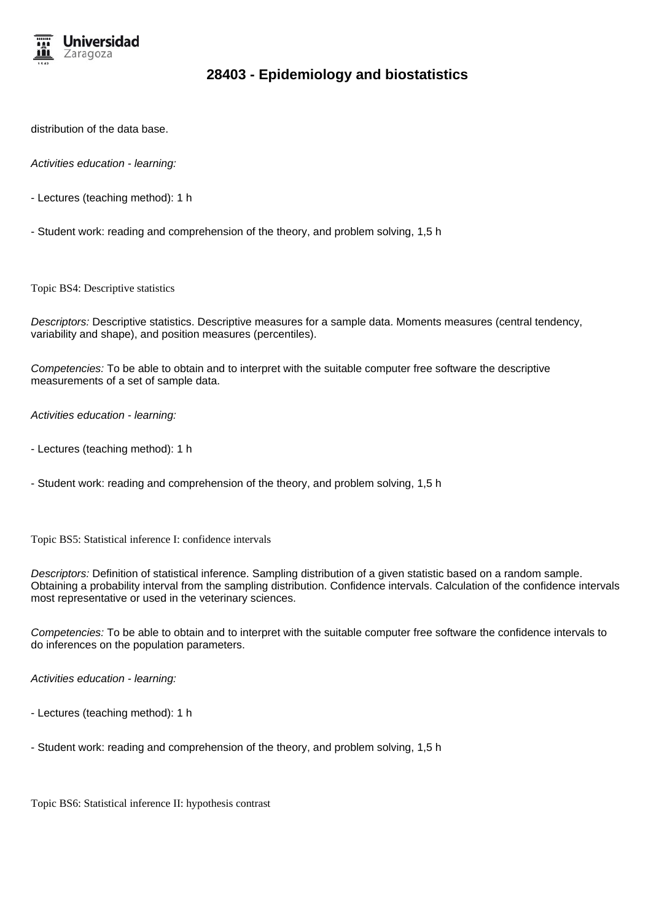distribution of the data base.

*Activities education - learning:*

- Lectures (teaching method): 1 h

- Student work: reading and comprehension of the theory, and problem solving, 1,5 h

Topic BS4: Descriptive statistics

*Descriptors:* Descriptive statistics. Descriptive measures for a sample data. Moments measures (central tendency, variability and shape), and position measures (percentiles).

*Competencies:* To be able to obtain and to interpret with the suitable computer free software the descriptive measurements of a set of sample data.

*Activities education - learning:*

- Lectures (teaching method): 1 h

- Student work: reading and comprehension of the theory, and problem solving, 1,5 h

Topic BS5: Statistical inference I: confidence intervals

*Descriptors:* Definition of statistical inference. Sampling distribution of a given statistic based on a random sample. Obtaining a probability interval from the sampling distribution. Confidence intervals. Calculation of the confidence intervals most representative or used in the veterinary sciences.

*Competencies:* To be able to obtain and to interpret with the suitable computer free software the confidence intervals to do inferences on the population parameters.

*Activities education - learning:*

- Lectures (teaching method): 1 h

- Student work: reading and comprehension of the theory, and problem solving, 1,5 h

Topic BS6: Statistical inference II: hypothesis contrast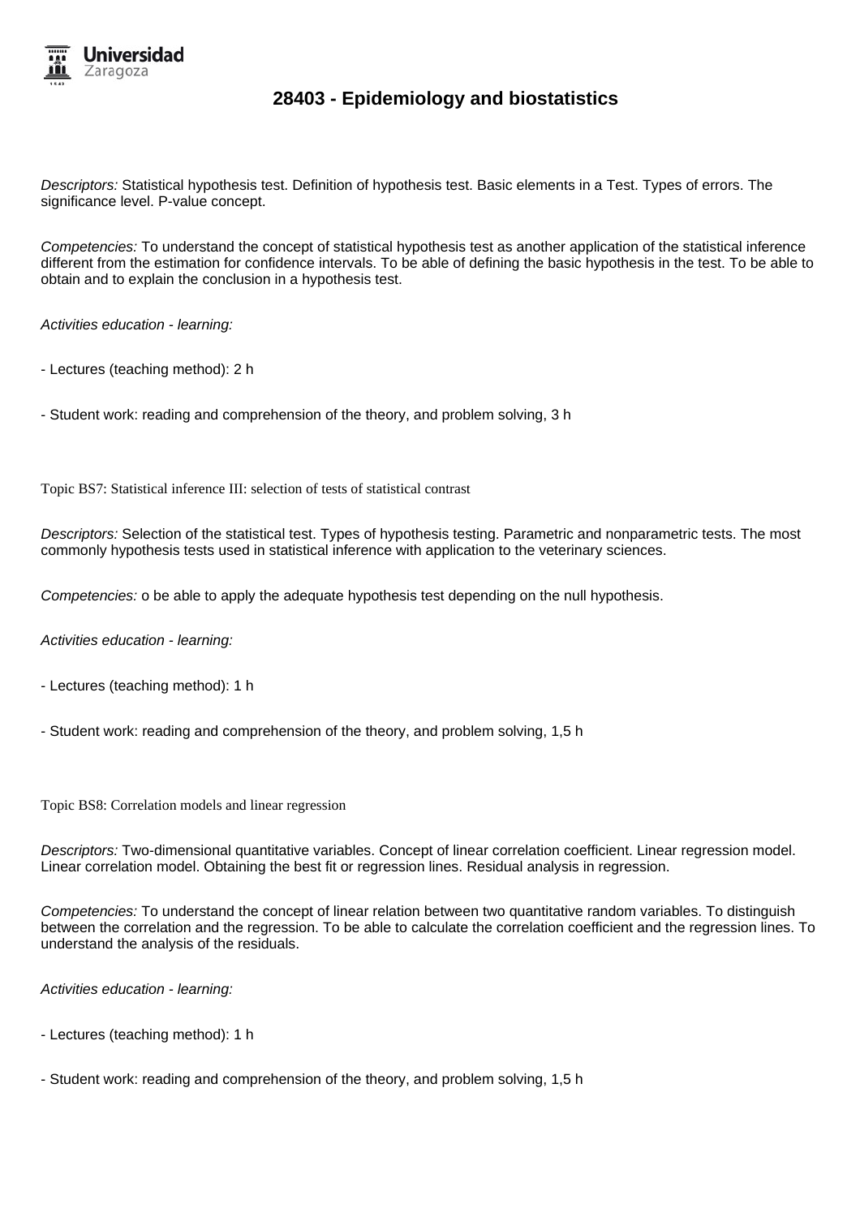*Descriptors:* Statistical hypothesis test. Definition of hypothesis test. Basic elements in a Test. Types of errors. The significance level. P-value concept.

*Competencies:* To understand the concept of statistical hypothesis test as another application of the statistical inference different from the estimation for confidence intervals. To be able of defining the basic hypothesis in the test. To be able to obtain and to explain the conclusion in a hypothesis test.

*Activities education - learning:*

- Lectures (teaching method): 2 h

- Student work: reading and comprehension of the theory, and problem solving, 3 h

Topic BS7: Statistical inference III: selection of tests of statistical contrast

*Descriptors:* Selection of the statistical test. Types of hypothesis testing. Parametric and nonparametric tests. The most commonly hypothesis tests used in statistical inference with application to the veterinary sciences.

*Competencies:* o be able to apply the adequate hypothesis test depending on the null hypothesis.

*Activities education - learning:*

- Lectures (teaching method): 1 h

- Student work: reading and comprehension of the theory, and problem solving, 1,5 h

Topic BS8: Correlation models and linear regression

*Descriptors:* Two-dimensional quantitative variables. Concept of linear correlation coefficient. Linear regression model. Linear correlation model. Obtaining the best fit or regression lines. Residual analysis in regression.

*Competencies:* To understand the concept of linear relation between two quantitative random variables. To distinguish between the correlation and the regression. To be able to calculate the correlation coefficient and the regression lines. To understand the analysis of the residuals.

*Activities education - learning:*

- Lectures (teaching method): 1 h

- Student work: reading and comprehension of the theory, and problem solving, 1,5 h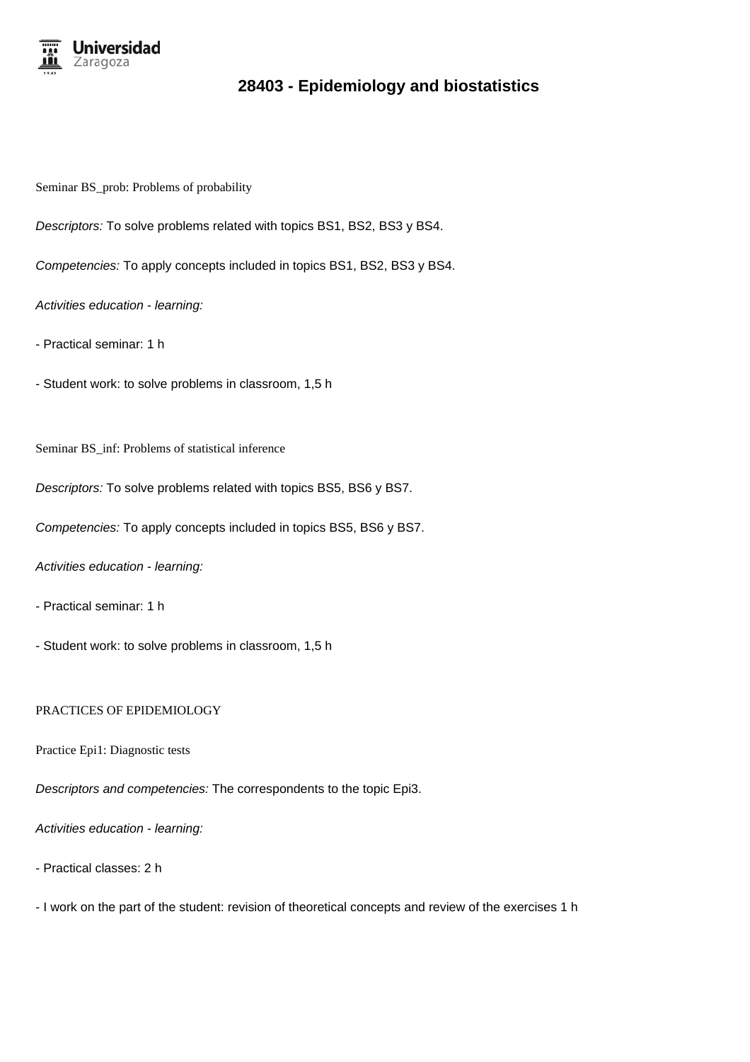Seminar BS_prob: Problems of probability

*Descriptors:* To solve problems related with topics BS1, BS2, BS3 y BS4.

*Competencies:* To apply concepts included in topics BS1, BS2, BS3 y BS4.

*Activities education - learning:*

- Practical seminar: 1 h

- Student work: to solve problems in classroom, 1,5 h

Seminar BS_inf: Problems of statistical inference

*Descriptors:* To solve problems related with topics BS5, BS6 y BS7.

*Competencies:* To apply concepts included in topics BS5, BS6 y BS7.

*Activities education - learning:*

- Practical seminar: 1 h

- Student work: to solve problems in classroom, 1,5 h

PRACTICES OF EPIDEMIOLOGY

Practice Epi1: Diagnostic tests

*Descriptors and competencies:* The correspondents to the topic Epi3.

*Activities education - learning:*

- Practical classes: 2 h

- I work on the part of the student: revision of theoretical concepts and review of the exercises 1 h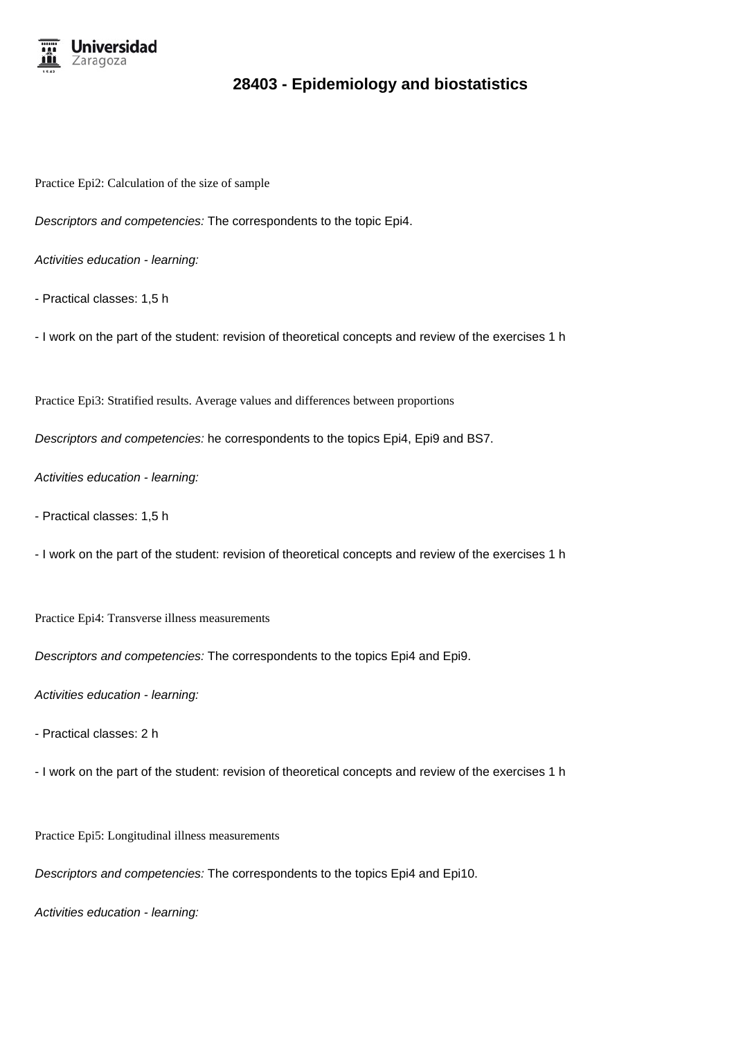Practice Epi2: Calculation of the size of sample

*Descriptors and competencies:* The correspondents to the topic Epi4.

*Activities education - learning:*

- Practical classes: 1,5 h

- I work on the part of the student: revision of theoretical concepts and review of the exercises 1 h

Practice Epi3: Stratified results. Average values and differences between proportions

*Descriptors and competencies:* he correspondents to the topics Epi4, Epi9 and BS7.

*Activities education - learning:*

- Practical classes: 1,5 h

- I work on the part of the student: revision of theoretical concepts and review of the exercises 1 h

Practice Epi4: Transverse illness measurements

*Descriptors and competencies:* The correspondents to the topics Epi4 and Epi9.

*Activities education - learning:*

- Practical classes: 2 h

- I work on the part of the student: revision of theoretical concepts and review of the exercises 1 h

Practice Epi5: Longitudinal illness measurements

*Descriptors and competencies:* The correspondents to the topics Epi4 and Epi10.

*Activities education - learning:*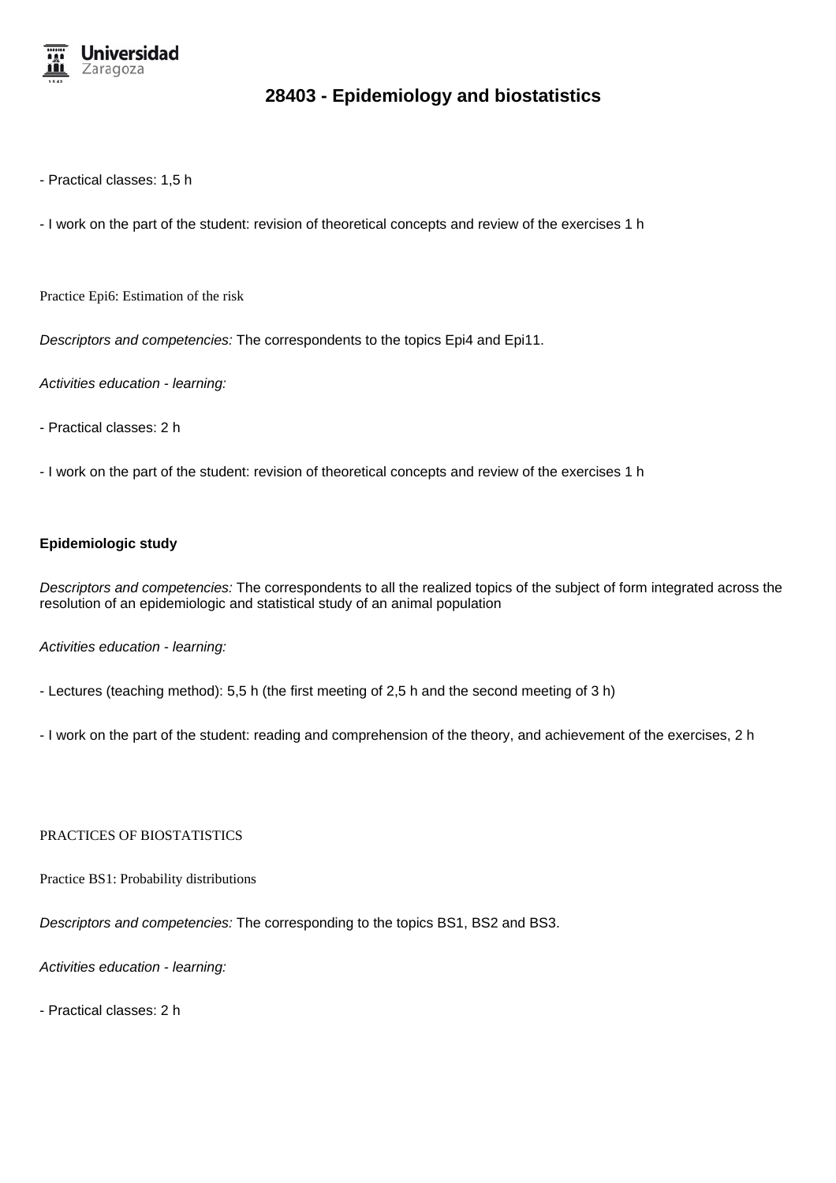- Practical classes: 1,5 h

- I work on the part of the student: revision of theoretical concepts and review of the exercises 1 h

Practice Epi6: Estimation of the risk

*Descriptors and competencies:* The correspondents to the topics Epi4 and Epi11.

*Activities education - learning:*

- Practical classes: 2 h

- I work on the part of the student: revision of theoretical concepts and review of the exercises 1 h

**Epidemiologic study**

*Descriptors and competencies:* The correspondents to all the realized topics of the subject of form integrated across the resolution of an epidemiologic and statistical study of an animal population

*Activities education - learning:*

- Lectures (teaching method): 5,5 h (the first meeting of 2,5 h and the second meeting of 3 h)

- I work on the part of the student: reading and comprehension of the theory, and achievement of the exercises, 2 h

PRACTICES OF BIOSTATISTICS

Practice BS1: Probability distributions

*Descriptors and competencies:* The corresponding to the topics BS1, BS2 and BS3.

*Activities education - learning:*

- Practical classes: 2 h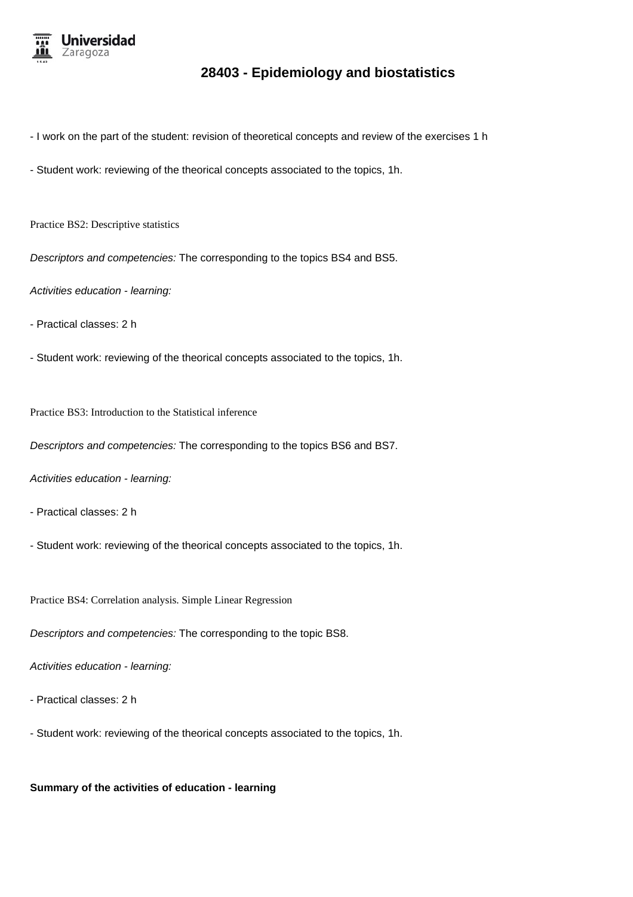- I work on the part of the student: revision of theoretical concepts and review of the exercises 1 h

- Student work: reviewing of the theorical concepts associated to the topics, 1h.

Practice BS2: Descriptive statistics

*Descriptors and competencies:* The corresponding to the topics BS4 and BS5.

*Activities education - learning:*

- Practical classes: 2 h

- Student work: reviewing of the theorical concepts associated to the topics, 1h.

Practice BS3: Introduction to the Statistical inference

*Descriptors and competencies:* The corresponding to the topics BS6 and BS7.

*Activities education - learning:*

- Practical classes: 2 h

- Student work: reviewing of the theorical concepts associated to the topics, 1h.

Practice BS4: Correlation analysis. Simple Linear Regression

*Descriptors and competencies:* The corresponding to the topic BS8.

*Activities education - learning:*

- Practical classes: 2 h

- Student work: reviewing of the theorical concepts associated to the topics, 1h.

**Summary of the activities of education - learning**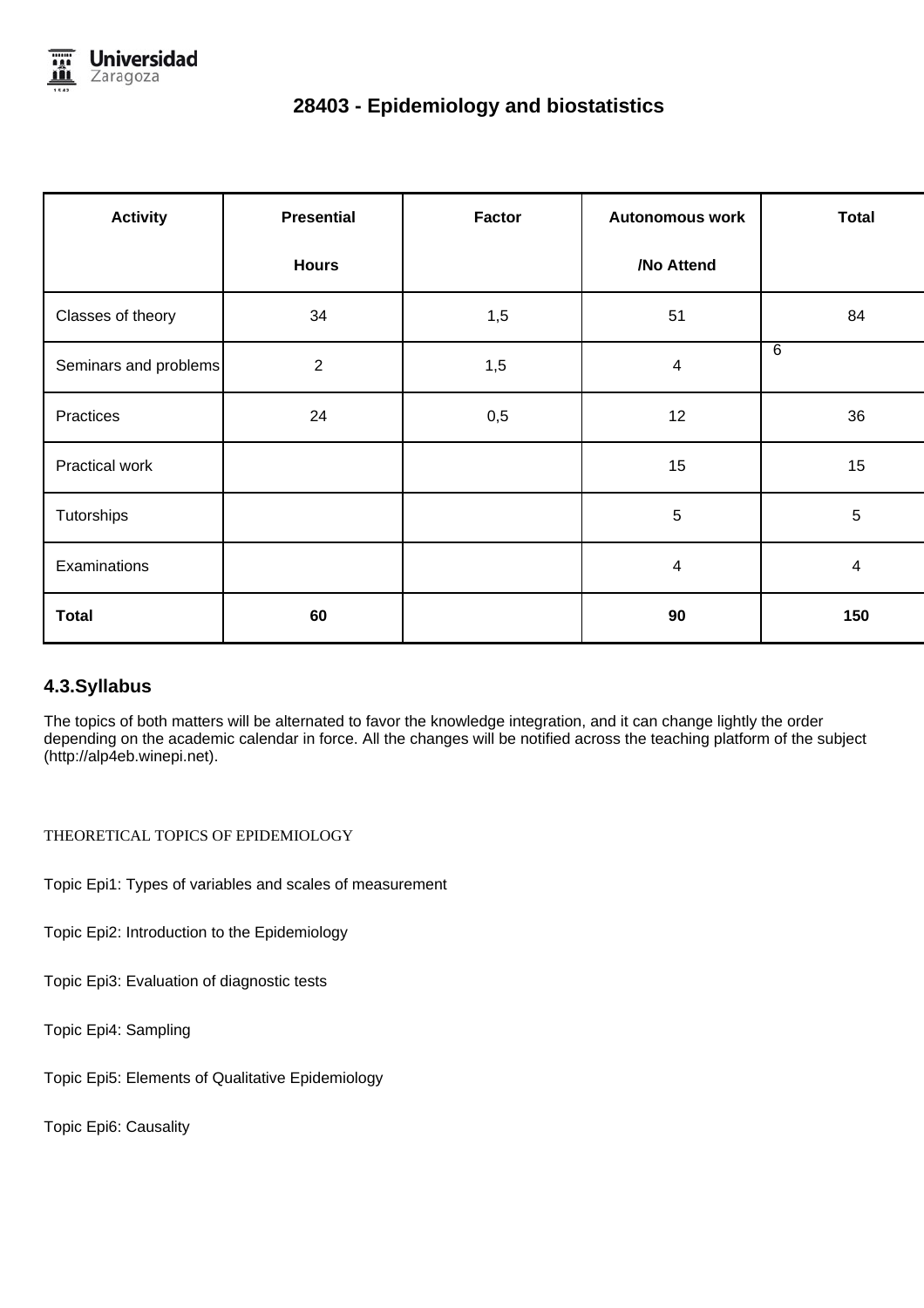## 28403 - Epidemiology and biostatistics

| Activity | Presential Hours | Factor | Autonomous work /No Attend | Total |
|---|---|---|---|---|
| Classes of theory | 34 | 1,5 | 51 | 84 |
| Seminars and problems | 2 | 1,5 | 4 | 6 |
| Practices | 24 | 0,5 | 12 | 36 |
| Practical work | | | 15 | 15 |
| Tutorships | | | 5 | 5 |
| Examinations | | | 4 | 4 |
| **Total** | **60** | | **90** | **150** |

### 4.3.Syllabus

The topics of both matters will be alternated to favor the knowledge integration, and it can change lightly the order depending on the academic calendar in force. All the changes will be notified across the teaching platform of the subject (http://alp4eb.winepi.net).

THEORETICAL TOPICS OF EPIDEMIOLOGY

Topic Epi1: Types of variables and scales of measurement

Topic Epi2: Introduction to the Epidemiology

Topic Epi3: Evaluation of diagnostic tests

Topic Epi4: Sampling

Topic Epi5: Elements of Qualitative Epidemiology

Topic Epi6: Causality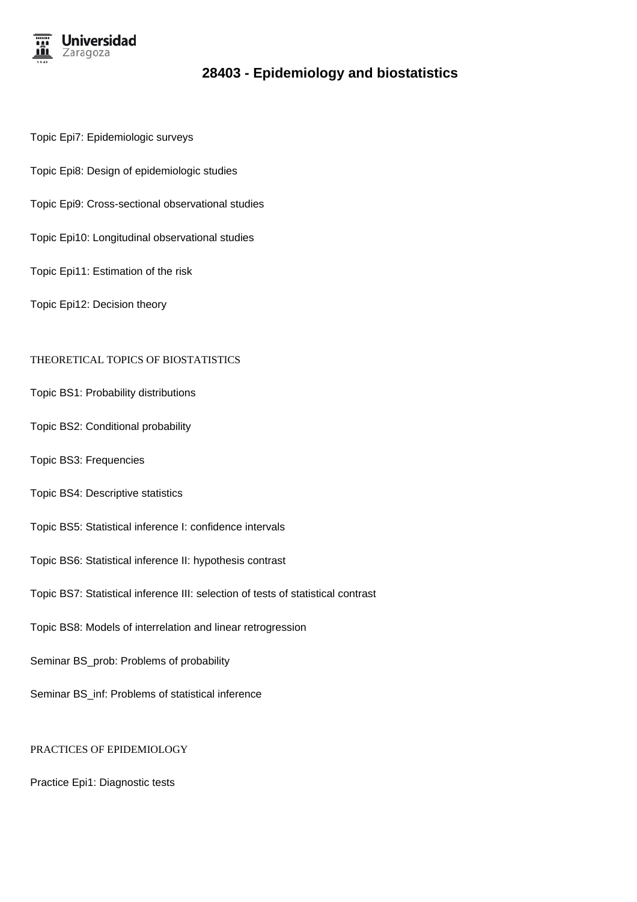Topic Epi7: Epidemiologic surveys

Topic Epi8: Design of epidemiologic studies

Topic Epi9: Cross-sectional observational studies

Topic Epi10: Longitudinal observational studies

Topic Epi11: Estimation of the risk

Topic Epi12: Decision theory

THEORETICAL TOPICS OF BIOSTATISTICS

Topic BS1: Probability distributions

Topic BS2: Conditional probability

Topic BS3: Frequencies

Topic BS4: Descriptive statistics

Topic BS5: Statistical inference I: confidence intervals

Topic BS6: Statistical inference II: hypothesis contrast

Topic BS7: Statistical inference III: selection of tests of statistical contrast

Topic BS8: Models of interrelation and linear retrogression

Seminar BS_prob: Problems of probability

Seminar BS_inf: Problems of statistical inference

PRACTICES OF EPIDEMIOLOGY

Practice Epi1: Diagnostic tests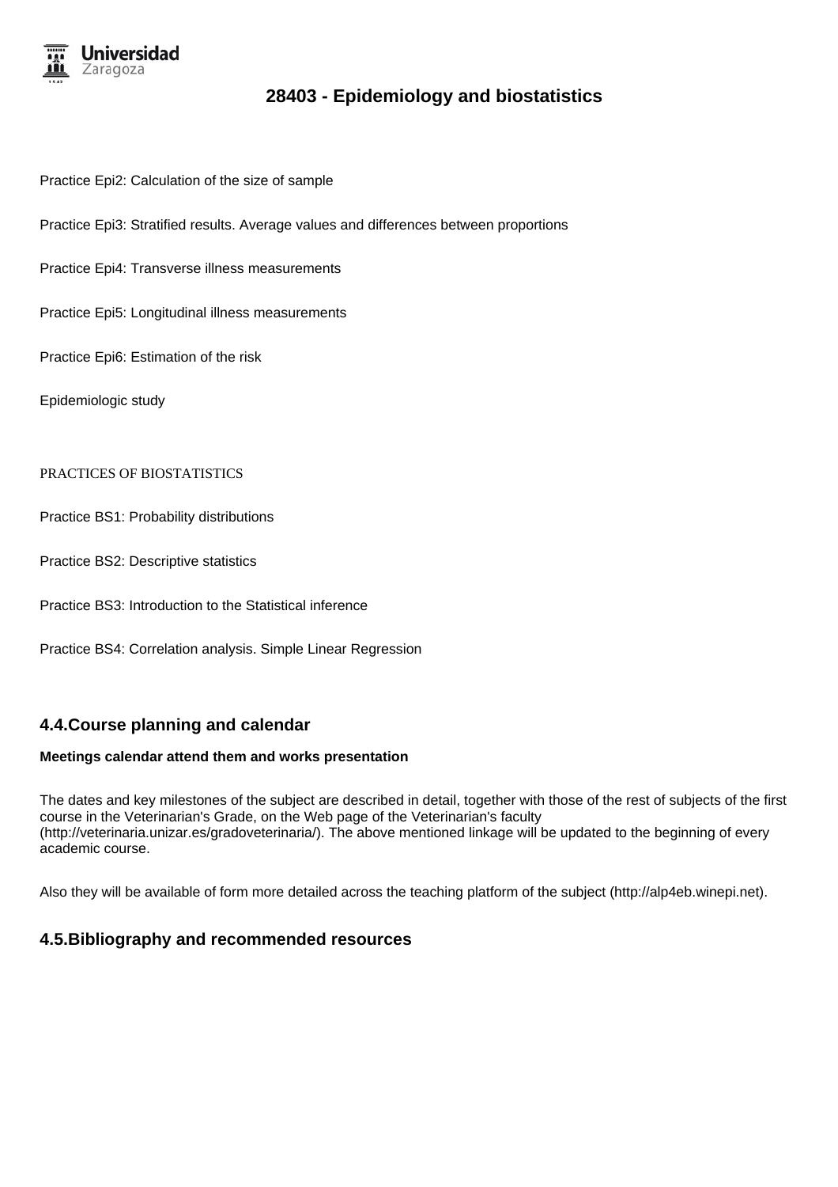Practice Epi2: Calculation of the size of sample

Practice Epi3: Stratified results. Average values and differences between proportions

Practice Epi4: Transverse illness measurements

Practice Epi5: Longitudinal illness measurements

Practice Epi6: Estimation of the risk

Epidemiologic study

PRACTICES OF BIOSTATISTICS

Practice BS1: Probability distributions

Practice BS2: Descriptive statistics

Practice BS3: Introduction to the Statistical inference

Practice BS4: Correlation analysis. Simple Linear Regression

## 4.4.Course planning and calendar

**Meetings calendar attend them and works presentation**

The dates and key milestones of the subject are described in detail, together with those of the rest of subjects of the first course in the Veterinarian's Grade, on the Web page of the Veterinarian's faculty (http://veterinaria.unizar.es/gradoveterinaria/). The above mentioned linkage will be updated to the beginning of every academic course.

Also they will be available of form more detailed across the teaching platform of the subject (http://alp4eb.winepi.net).

## 4.5.Bibliography and recommended resources